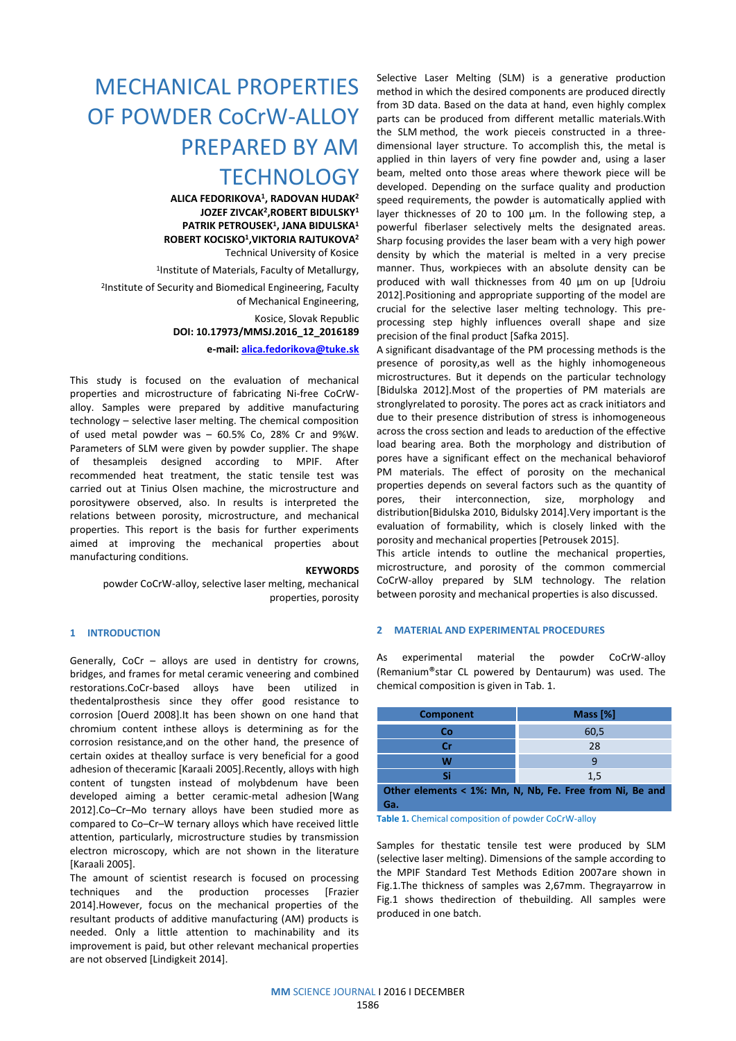# MECHANICAL PROPERTIES OF POWDER CoCrW-ALLOY PREPARED BY AM TECHNOLOGY

**ALICA FEDORIKOVA[1], RADOVAN HUDAK[2]**
**JOZEF ZIVCAK[2], ROBERT BIDULSKY[1]**
**PATRIK PETROUSEK[1], JANA BIDULSKA[1]**
**ROBERT KOCISKO[1], VIKTORIA RAJTUKOVA[2]**

Technical University of Kosice

[1]Institute of Materials, Faculty of Metallurgy,

[2]Institute of Security and Biomedical Engineering, Faculty of Mechanical Engineering,

Kosice, Slovak Republic

**DOI: 10.17973/MMSJ.2016_12_2016189**

**e-mail: alica.fedorikova@tuke.sk**

This study is focused on the evaluation of mechanical properties and microstructure of fabricating Ni-free CoCrW-alloy. Samples were prepared by additive manufacturing technology – selective laser melting. The chemical composition of used metal powder was – 60.5% Co, 28% Cr and 9%W. Parameters of SLM were given by powder supplier. The shape of thesampleis designed according to MPIF. After recommended heat treatment, the static tensile test was carried out at Tinius Olsen machine, the microstructure and porositywere observed, also. In results is interpreted the relations between porosity, microstructure, and mechanical properties. This report is the basis for further experiments aimed at improving the mechanical properties about manufacturing conditions.

**KEYWORDS**

powder CoCrW-alloy, selective laser melting, mechanical properties, porosity

## 1 INTRODUCTION

Generally, CoCr – alloys are used in dentistry for crowns, bridges, and frames for metal ceramic veneering and combined restorations.CoCr-based alloys have been utilized in thedentalprosthesis since they offer good resistance to corrosion [Ouerd 2008].It has been shown on one hand that chromium content inthese alloys is determining as for the corrosion resistance,and on the other hand, the presence of certain oxides at thealloy surface is very beneficial for a good adhesion of theceramic [Karaali 2005].Recently, alloys with high content of tungsten instead of molybdenum have been developed aiming a better ceramic-metal adhesion [Wang 2012].Co–Cr–Mo ternary alloys have been studied more as compared to Co–Cr–W ternary alloys which have received little attention, particularly, microstructure studies by transmission electron microscopy, which are not shown in the literature [Karaali 2005].

The amount of scientist research is focused on processing techniques and the production processes [Frazier 2014].However, focus on the mechanical properties of the resultant products of additive manufacturing (AM) products is needed. Only a little attention to machinability and its improvement is paid, but other relevant mechanical properties are not observed [Lindigkeit 2014].

Selective Laser Melting (SLM) is a generative production method in which the desired components are produced directly from 3D data. Based on the data at hand, even highly complex parts can be produced from different metallic materials.With the SLM method, the work pieceis constructed in a three-dimensional layer structure. To accomplish this, the metal is applied in thin layers of very fine powder and, using a laser beam, melted onto those areas where thework piece will be developed. Depending on the surface quality and production speed requirements, the powder is automatically applied with layer thicknesses of 20 to 100 µm. In the following step, a powerful fiberlaser selectively melts the designated areas. Sharp focusing provides the laser beam with a very high power density by which the material is melted in a very precise manner. Thus, workpieces with an absolute density can be produced with wall thicknesses from 40 µm on up [Udroiu 2012].Positioning and appropriate supporting of the model are crucial for the selective laser melting technology. This pre-processing step highly influences overall shape and size precision of the final product [Safka 2015].

A significant disadvantage of the PM processing methods is the presence of porosity,as well as the highly inhomogeneous microstructures. But it depends on the particular technology [Bidulska 2012].Most of the properties of PM materials are stronglyrelated to porosity. The pores act as crack initiators and due to their presence distribution of stress is inhomogeneous across the cross section and leads to areduction of the effective load bearing area. Both the morphology and distribution of pores have a significant effect on the mechanical behaviorof PM materials. The effect of porosity on the mechanical properties depends on several factors such as the quantity of pores, their interconnection, size, morphology and distribution[Bidulska 2010, Bidulsky 2014].Very important is the evaluation of formability, which is closely linked with the porosity and mechanical properties [Petrousek 2015].

This article intends to outline the mechanical properties, microstructure, and porosity of the common commercial CoCrW-alloy prepared by SLM technology. The relation between porosity and mechanical properties is also discussed.

## 2 MATERIAL AND EXPERIMENTAL PROCEDURES

As experimental material the powder CoCrW-alloy (Remanium®star CL powered by Dentaurum) was used. The chemical composition is given in Tab. 1.

| Component | Mass [%] |
|---|---|
| Co | 60,5 |
| Cr | 28 |
| W | 9 |
| Si | 1,5 |
| **Other elements < 1%: Mn, N, Nb, Fe. Free from Ni, Be and Ga.** | |

**Table 1.** Chemical composition of powder CoCrW-alloy

Samples for thestatic tensile test were produced by SLM (selective laser melting). Dimensions of the sample according to the MPIF Standard Test Methods Edition 2007are shown in Fig.1.The thickness of samples was 2,67mm. Thegrayarrow in Fig.1 shows thedirection of thebuilding. All samples were produced in one batch.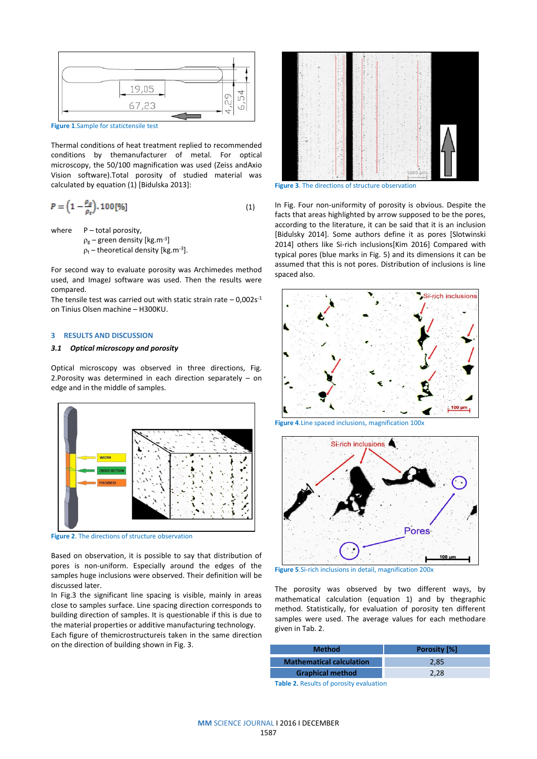Figure 1.Sample for statictensile test

Thermal conditions of heat treatment replied to recommended conditions by themanufacturer of metal. For optical microscopy, the 50/100 magnification was used (Zeiss andAxio Vision software).Total porosity of studied material was calculated by equation (1) [Bidulska 2013]:

$$P = \left(1 - \frac{\rho_g}{\rho_t}\right).100[\%] \quad (1)$$

where P – total porosity,
$\rho_g$ – green density [kg.m$^{-3}$]
$\rho_t$ – theoretical density [kg.m$^{-3}$].

For second way to evaluate porosity was Archimedes method used, and ImageJ software was used. Then the results were compared.
The tensile test was carried out with static strain rate – 0,002s$^{-1}$ on Tinius Olsen machine – H300KU.

## 3 RESULTS AND DISCUSSION

### 3.1 Optical microscopy and porosity

Optical microscopy was observed in three directions, Fig. 2.Porosity was determined in each direction separately – on edge and in the middle of samples.

Figure 2. The directions of structure observation

Based on observation, it is possible to say that distribution of pores is non-uniform. Especially around the edges of the samples huge inclusions were observed. Their definition will be discussed later.
In Fig.3 the significant line spacing is visible, mainly in areas close to samples surface. Line spacing direction corresponds to building direction of samples. It is questionable if this is due to the material properties or additive manufacturing technology.
Each figure of themicrostructureis taken in the same direction on the direction of building shown in Fig. 3.

Figure 3. The directions of structure observation

In Fig. Four non-uniformity of porosity is obvious. Despite the facts that areas highlighted by arrow supposed to be the pores, according to the literature, it can be said that it is an inclusion [Bidulsky 2014]. Some authors define it as pores [Slotwinski 2014] others like Si-rich inclusions[Kim 2016] Compared with typical pores (blue marks in Fig. 5) and its dimensions it can be assumed that this is not pores. Distribution of inclusions is line spaced also.

Figure 4.Line spaced inclusions, magnification 100x

Figure 5.Si-rich inclusions in detail, magnification 200x

The porosity was observed by two different ways, by mathematical calculation (equation 1) and by thegraphic method. Statistically, for evaluation of porosity ten different samples were used. The average values for each methodare given in Tab. 2.

| Method | Porosity [%] |
|---|---|
| Mathematical calculation | 2,85 |
| Graphical method | 2,28 |

Table 2. Results of porosity evaluation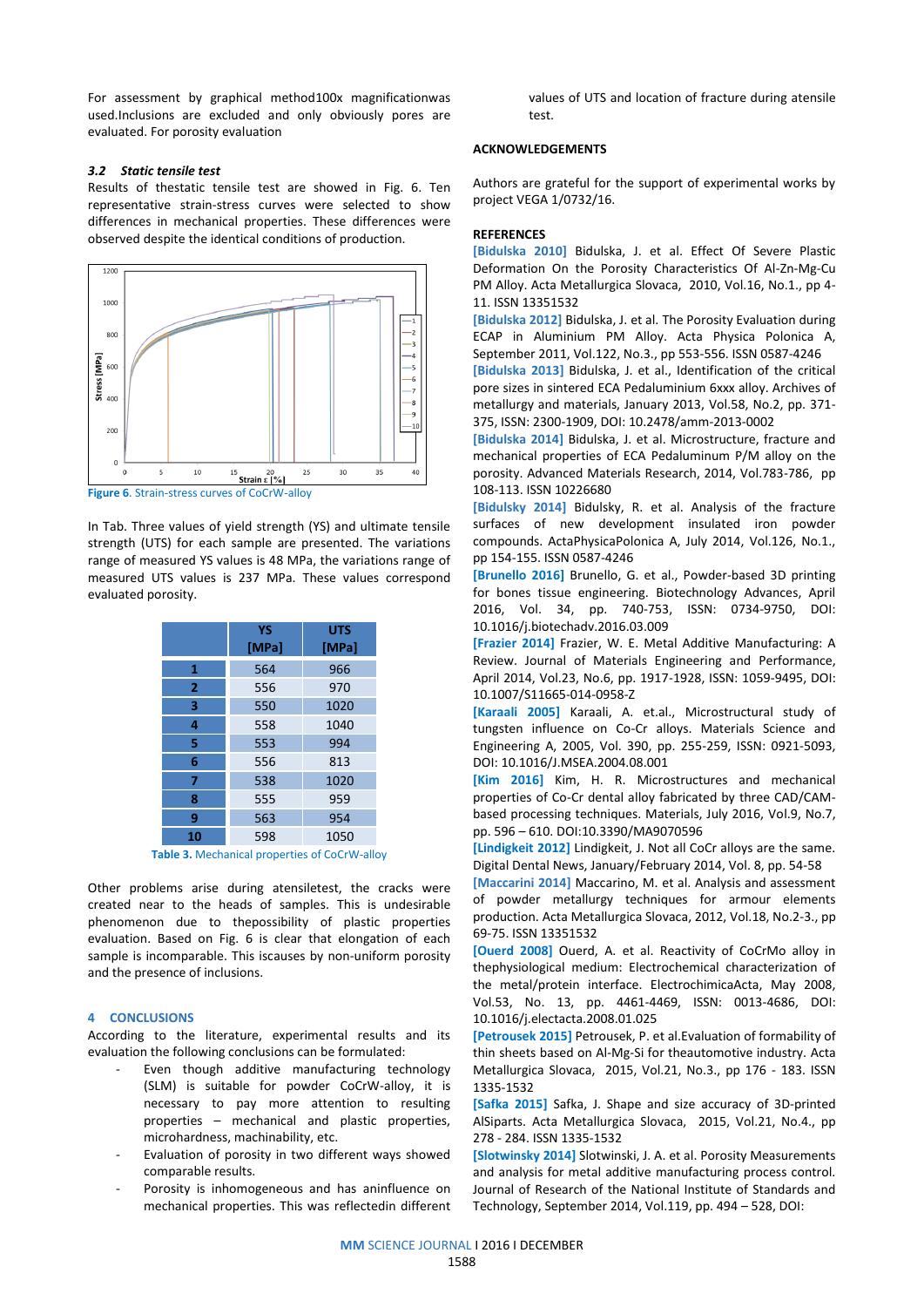For assessment by graphical method100x magnificationwas used.Inclusions are excluded and only obviously pores are evaluated. For porosity evaluation

### 3.2 Static tensile test

Results of thestatic tensile test are showed in Fig. 6. Ten representative strain-stress curves were selected to show differences in mechanical properties. These differences were observed despite the identical conditions of production.

**Figure 6**. Strain-stress curves of CoCrW-alloy

In Tab. Three values of yield strength (YS) and ultimate tensile strength (UTS) for each sample are presented. The variations range of measured YS values is 48 MPa, the variations range of measured UTS values is 237 MPa. These values correspond evaluated porosity.

| | YS [MPa] | UTS [MPa] |
|---|---|---|
| 1 | 564 | 966 |
| 2 | 556 | 970 |
| 3 | 550 | 1020 |
| 4 | 558 | 1040 |
| 5 | 553 | 994 |
| 6 | 556 | 813 |
| 7 | 538 | 1020 |
| 8 | 555 | 959 |
| 9 | 563 | 954 |
| 10 | 598 | 1050 |

**Table 3.** Mechanical properties of CoCrW-alloy

Other problems arise during atensiletest, the cracks were created near to the heads of samples. This is undesirable phenomenon due to thepossibility of plastic properties evaluation. Based on Fig. 6 is clear that elongation of each sample is incomparable. This iscauses by non-uniform porosity and the presence of inclusions.

## 4 CONCLUSIONS

According to the literature, experimental results and its evaluation the following conclusions can be formulated:

- Even though additive manufacturing technology (SLM) is suitable for powder CoCrW-alloy, it is necessary to pay more attention to resulting properties – mechanical and plastic properties, microhardness, machinability, etc.
- Evaluation of porosity in two different ways showed comparable results.
- Porosity is inhomogeneous and has aninfluence on mechanical properties. This was reflectedin different values of UTS and location of fracture during atensile test.

## ACKNOWLEDGEMENTS

Authors are grateful for the support of experimental works by project VEGA 1/0732/16.

## REFERENCES

[Bidulska 2010] Bidulska, J. et al. Effect Of Severe Plastic Deformation On the Porosity Characteristics Of Al-Zn-Mg-Cu PM Alloy. Acta Metallurgica Slovaca, 2010, Vol.16, No.1., pp 4-11. ISSN 13351532

[Bidulska 2012] Bidulska, J. et al. The Porosity Evaluation during ECAP in Aluminium PM Alloy. Acta Physica Polonica A, September 2011, Vol.122, No.3., pp 553-556. ISSN 0587-4246

[Bidulska 2013] Bidulska, J. et al., Identification of the critical pore sizes in sintered ECA Pedaluminium 6xxx alloy. Archives of metallurgy and materials, January 2013, Vol.58, No.2, pp. 371-375, ISSN: 2300-1909, DOI: 10.2478/amm-2013-0002

[Bidulska 2014] Bidulska, J. et al. Microstructure, fracture and mechanical properties of ECA Pedaluminum P/M alloy on the porosity. Advanced Materials Research, 2014, Vol.783-786, pp 108-113. ISSN 10226680

[Bidulsky 2014] Bidulsky, R. et al. Analysis of the fracture surfaces of new development insulated iron powder compounds. ActaPhysicaPolonica A, July 2014, Vol.126, No.1., pp 154-155. ISSN 0587-4246

[Brunello 2016] Brunello, G. et al., Powder-based 3D printing for bones tissue engineering. Biotechnology Advances, April 2016, Vol. 34, pp. 740-753, ISSN: 0734-9750, DOI: 10.1016/j.biotechadv.2016.03.009

[Frazier 2014] Frazier, W. E. Metal Additive Manufacturing: A Review. Journal of Materials Engineering and Performance, April 2014, Vol.23, No.6, pp. 1917-1928, ISSN: 1059-9495, DOI: 10.1007/S11665-014-0958-Z

[Karaali 2005] Karaali, A. et.al., Microstructural study of tungsten influence on Co-Cr alloys. Materials Science and Engineering A, 2005, Vol. 390, pp. 255-259, ISSN: 0921-5093, DOI: 10.1016/J.MSEA.2004.08.001

[Kim 2016] Kim, H. R. Microstructures and mechanical properties of Co-Cr dental alloy fabricated by three CAD/CAM-based processing techniques. Materials, July 2016, Vol.9, No.7, pp. 596 – 610. DOI:10.3390/MA9070596

[Lindigkeit 2012] Lindigkeit, J. Not all CoCr alloys are the same. Digital Dental News, January/February 2014, Vol. 8, pp. 54-58

[Maccarini 2014] Maccarino, M. et al. Analysis and assessment of powder metallurgy techniques for armour elements production. Acta Metallurgica Slovaca, 2012, Vol.18, No.2-3., pp 69-75. ISSN 13351532

[Ouerd 2008] Ouerd, A. et al. Reactivity of CoCrMo alloy in thephysiological medium: Electrochemical characterization of the metal/protein interface. ElectrochimicaActa, May 2008, Vol.53, No. 13, pp. 4461-4469, ISSN: 0013-4686, DOI: 10.1016/j.electacta.2008.01.025

[Petrousek 2015] Petrousek, P. et al.Evaluation of formability of thin sheets based on Al-Mg-Si for theautomotive industry. Acta Metallurgica Slovaca, 2015, Vol.21, No.3., pp 176 - 183. ISSN 1335-1532

[Safka 2015] Safka, J. Shape and size accuracy of 3D-printed AlSiparts. Acta Metallurgica Slovaca, 2015, Vol.21, No.4., pp 278 - 284. ISSN 1335-1532

[Slotwinsky 2014] Slotwinski, J. A. et al. Porosity Measurements and analysis for metal additive manufacturing process control. Journal of Research of the National Institute of Standards and Technology, September 2014, Vol.119, pp. 494 – 528, DOI: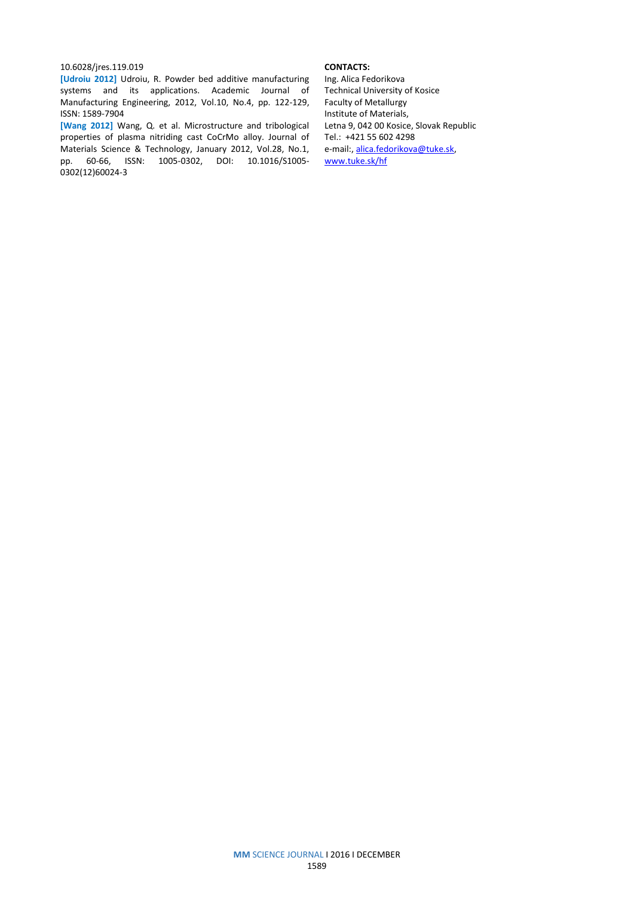10.6028/jres.119.019

**[Udroiu 2012]** Udroiu, R. Powder bed additive manufacturing systems and its applications. Academic Journal of Manufacturing Engineering, 2012, Vol.10, No.4, pp. 122-129, ISSN: 1589-7904

**[Wang 2012]** Wang, Q. et al. Microstructure and tribological properties of plasma nitriding cast CoCrMo alloy. Journal of Materials Science & Technology, January 2012, Vol.28, No.1, pp. 60-66, ISSN: 1005-0302, DOI: 10.1016/S1005-0302(12)60024-3

**CONTACTS:**

Ing. Alica Fedorikova
Technical University of Kosice
Faculty of Metallurgy
Institute of Materials,
Letna 9, 042 00 Kosice, Slovak Republic
Tel.: +421 55 602 4298
e-mail:, alica.fedorikova@tuke.sk,
www.tuke.sk/hf